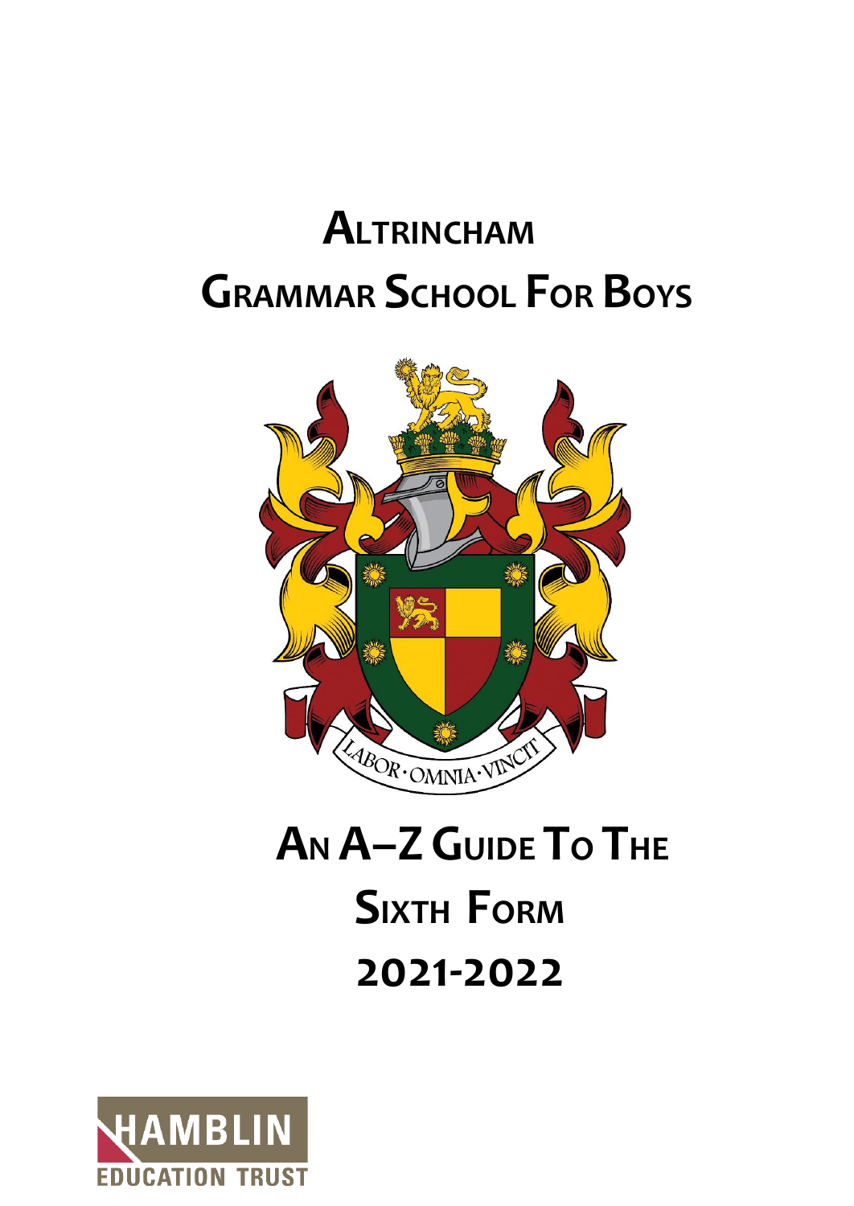# Altrincham Grammar School For Boys

LABOR · OMNIA · VINCIT

# An A–Z Guide To The Sixth Form 2021-2022

HAMBLIN EDUCATION TRUST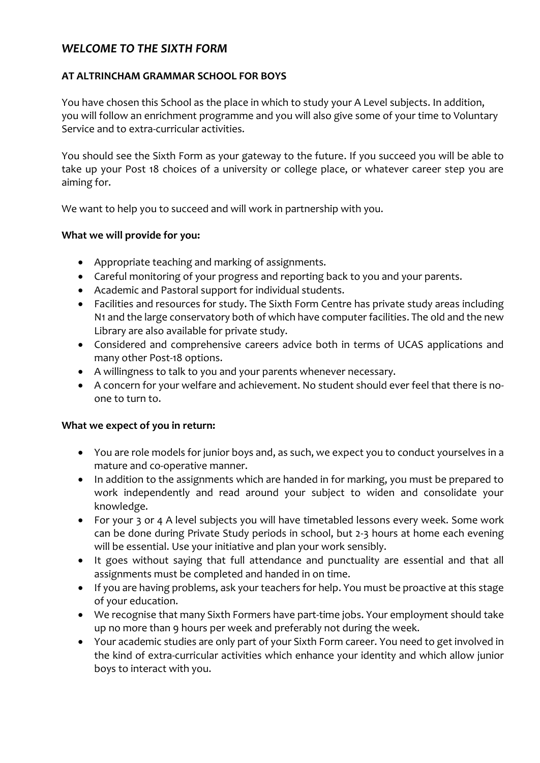## *WELCOME TO THE SIXTH FORM*

### AT ALTRINCHAM GRAMMAR SCHOOL FOR BOYS

You have chosen this School as the place in which to study your A Level subjects. In addition, you will follow an enrichment programme and you will also give some of your time to Voluntary Service and to extra-curricular activities.

You should see the Sixth Form as your gateway to the future. If you succeed you will be able to take up your Post 18 choices of a university or college place, or whatever career step you are aiming for.

We want to help you to succeed and will work in partnership with you.

**What we will provide for you:**

- Appropriate teaching and marking of assignments.
- Careful monitoring of your progress and reporting back to you and your parents.
- Academic and Pastoral support for individual students.
- Facilities and resources for study. The Sixth Form Centre has private study areas including N1 and the large conservatory both of which have computer facilities. The old and the new Library are also available for private study.
- Considered and comprehensive careers advice both in terms of UCAS applications and many other Post-18 options.
- A willingness to talk to you and your parents whenever necessary.
- A concern for your welfare and achievement. No student should ever feel that there is no-one to turn to.

**What we expect of you in return:**

- You are role models for junior boys and, as such, we expect you to conduct yourselves in a mature and co-operative manner.
- In addition to the assignments which are handed in for marking, you must be prepared to work independently and read around your subject to widen and consolidate your knowledge.
- For your 3 or 4 A level subjects you will have timetabled lessons every week. Some work can be done during Private Study periods in school, but 2-3 hours at home each evening will be essential. Use your initiative and plan your work sensibly.
- It goes without saying that full attendance and punctuality are essential and that all assignments must be completed and handed in on time.
- If you are having problems, ask your teachers for help. You must be proactive at this stage of your education.
- We recognise that many Sixth Formers have part-time jobs. Your employment should take up no more than 9 hours per week and preferably not during the week.
- Your academic studies are only part of your Sixth Form career. You need to get involved in the kind of extra-curricular activities which enhance your identity and which allow junior boys to interact with you.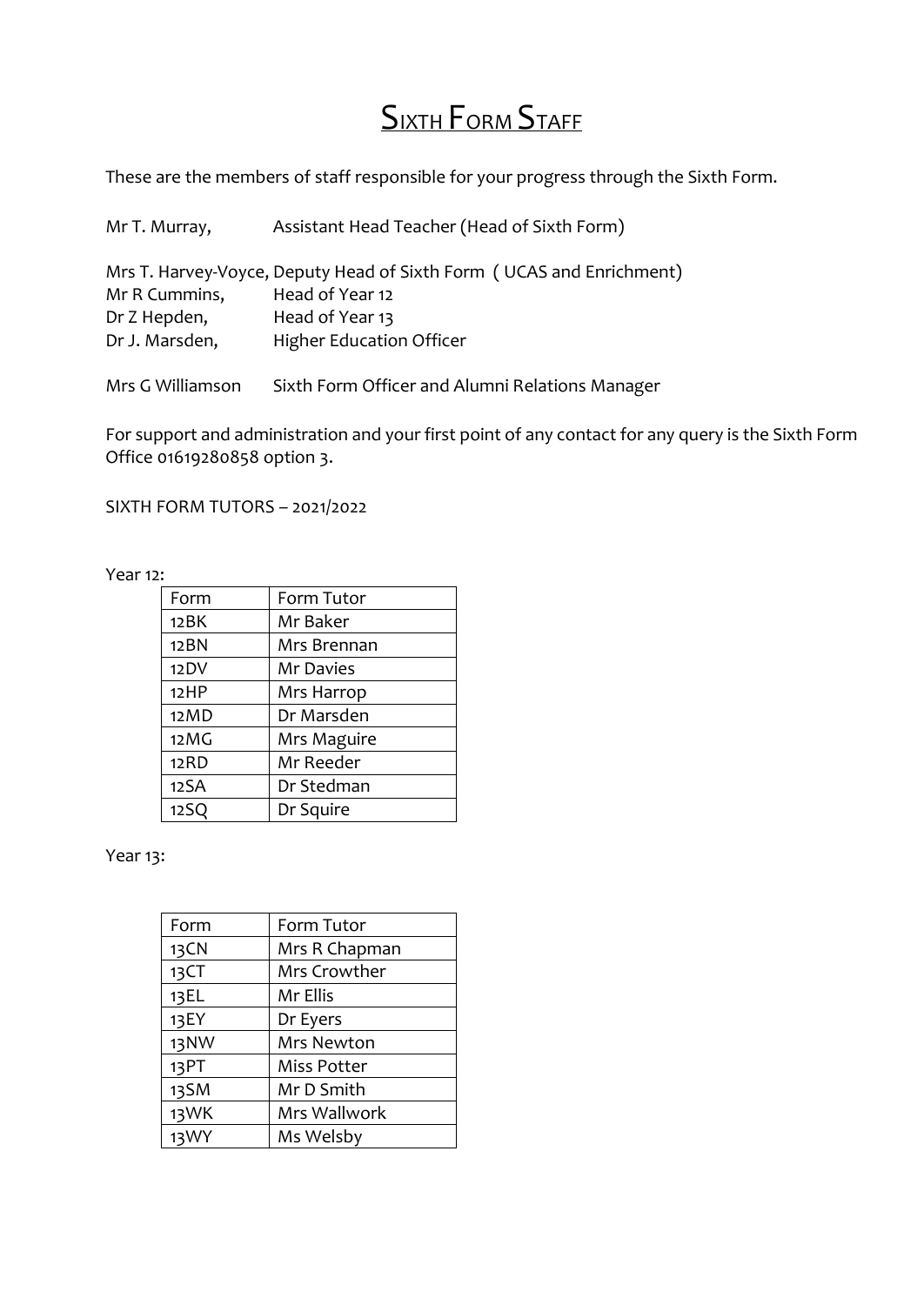# Sixth Form Staff

These are the members of staff responsible for your progress through the Sixth Form.

Mr T. Murray, Assistant Head Teacher (Head of Sixth Form)

Mrs T. Harvey-Voyce, Deputy Head of Sixth Form ( UCAS and Enrichment)
Mr R Cummins, Head of Year 12
Dr Z Hepden, Head of Year 13
Dr J. Marsden, Higher Education Officer

Mrs G Williamson Sixth Form Officer and Alumni Relations Manager

For support and administration and your first point of any contact for any query is the Sixth Form Office 01619280858 option 3.

SIXTH FORM TUTORS – 2021/2022

Year 12:

| Form | Form Tutor |
|---|---|
| 12BK | Mr Baker |
| 12BN | Mrs Brennan |
| 12DV | Mr Davies |
| 12HP | Mrs Harrop |
| 12MD | Dr Marsden |
| 12MG | Mrs Maguire |
| 12RD | Mr Reeder |
| 12SA | Dr Stedman |
| 12SQ | Dr Squire |

Year 13:

| Form | Form Tutor |
|---|---|
| 13CN | Mrs R Chapman |
| 13CT | Mrs Crowther |
| 13EL | Mr Ellis |
| 13EY | Dr Eyers |
| 13NW | Mrs Newton |
| 13PT | Miss Potter |
| 13SM | Mr D Smith |
| 13WK | Mrs Wallwork |
| 13WY | Ms Welsby |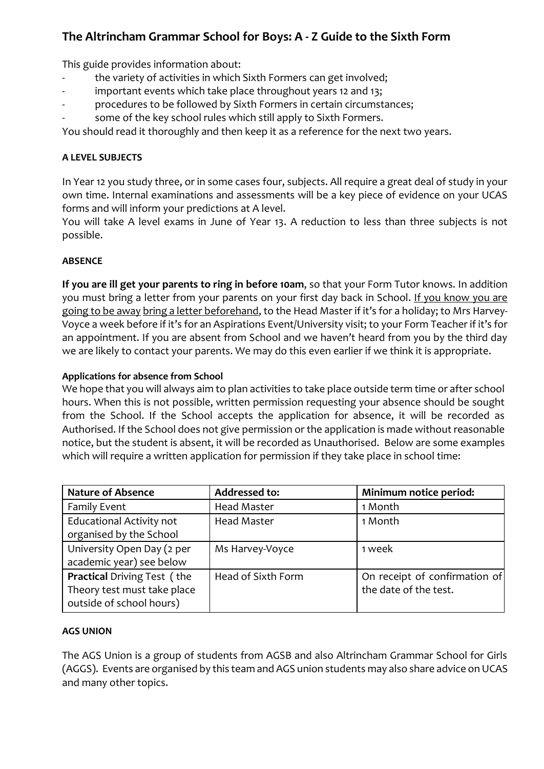# The Altrincham Grammar School for Boys: A - Z Guide to the Sixth Form

This guide provides information about:

- the variety of activities in which Sixth Formers can get involved;
- important events which take place throughout years 12 and 13;
- procedures to be followed by Sixth Formers in certain circumstances;
- some of the key school rules which still apply to Sixth Formers.

You should read it thoroughly and then keep it as a reference for the next two years.

**A LEVEL SUBJECTS**

In Year 12 you study three, or in some cases four, subjects. All require a great deal of study in your own time. Internal examinations and assessments will be a key piece of evidence on your UCAS forms and will inform your predictions at A level.

You will take A level exams in June of Year 13. A reduction to less than three subjects is not possible.

**ABSENCE**

**If you are ill get your parents to ring in before 10am**, so that your Form Tutor knows. In addition you must bring a letter from your parents on your first day back in School. If you know you are going to be away bring a letter beforehand, to the Head Master if it's for a holiday; to Mrs Harvey-Voyce a week before if it's for an Aspirations Event/University visit; to your Form Teacher if it's for an appointment. If you are absent from School and we haven't heard from you by the third day we are likely to contact your parents. We may do this even earlier if we think it is appropriate.

**Applications for absence from School**

We hope that you will always aim to plan activities to take place outside term time or after school hours. When this is not possible, written permission requesting your absence should be sought from the School. If the School accepts the application for absence, it will be recorded as Authorised. If the School does not give permission or the application is made without reasonable notice, but the student is absent, it will be recorded as Unauthorised. Below are some examples which will require a written application for permission if they take place in school time:

| Nature of Absence | Addressed to: | Minimum notice period: |
|---|---|---|
| Family Event | Head Master | 1 Month |
| Educational Activity not organised by the School | Head Master | 1 Month |
| University Open Day (2 per academic year) see below | Ms Harvey-Voyce | 1 week |
| **Practical** Driving Test ( the Theory test must take place outside of school hours) | Head of Sixth Form | On receipt of confirmation of the date of the test. |

**AGS UNION**

The AGS Union is a group of students from AGSB and also Altrincham Grammar School for Girls (AGGS). Events are organised by this team and AGS union students may also share advice on UCAS and many other topics.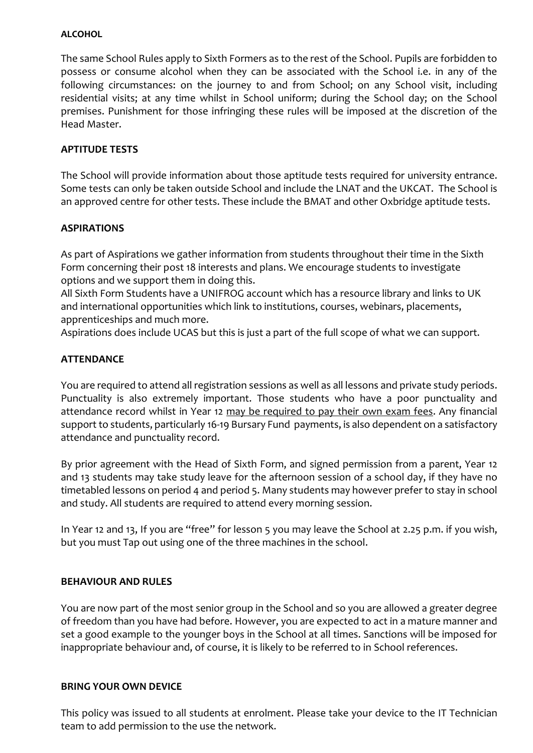**ALCOHOL**

The same School Rules apply to Sixth Formers as to the rest of the School. Pupils are forbidden to possess or consume alcohol when they can be associated with the School i.e. in any of the following circumstances: on the journey to and from School; on any School visit, including residential visits; at any time whilst in School uniform; during the School day; on the School premises. Punishment for those infringing these rules will be imposed at the discretion of the Head Master.

**APTITUDE TESTS**

The School will provide information about those aptitude tests required for university entrance. Some tests can only be taken outside School and include the LNAT and the UKCAT. The School is an approved centre for other tests. These include the BMAT and other Oxbridge aptitude tests.

**ASPIRATIONS**

As part of Aspirations we gather information from students throughout their time in the Sixth Form concerning their post 18 interests and plans. We encourage students to investigate options and we support them in doing this.
All Sixth Form Students have a UNIFROG account which has a resource library and links to UK and international opportunities which link to institutions, courses, webinars, placements, apprenticeships and much more.
Aspirations does include UCAS but this is just a part of the full scope of what we can support.

**ATTENDANCE**

You are required to attend all registration sessions as well as all lessons and private study periods. Punctuality is also extremely important. Those students who have a poor punctuality and attendance record whilst in Year 12 <u>may be required to pay their own exam fees</u>. Any financial support to students, particularly 16-19 Bursary Fund payments, is also dependent on a satisfactory attendance and punctuality record.

By prior agreement with the Head of Sixth Form, and signed permission from a parent, Year 12 and 13 students may take study leave for the afternoon session of a school day, if they have no timetabled lessons on period 4 and period 5. Many students may however prefer to stay in school and study. All students are required to attend every morning session.

In Year 12 and 13, If you are "free" for lesson 5 you may leave the School at 2.25 p.m. if you wish, but you must Tap out using one of the three machines in the school.

**BEHAVIOUR AND RULES**

You are now part of the most senior group in the School and so you are allowed a greater degree of freedom than you have had before. However, you are expected to act in a mature manner and set a good example to the younger boys in the School at all times. Sanctions will be imposed for inappropriate behaviour and, of course, it is likely to be referred to in School references.

**BRING YOUR OWN DEVICE**

This policy was issued to all students at enrolment. Please take your device to the IT Technician team to add permission to the use the network.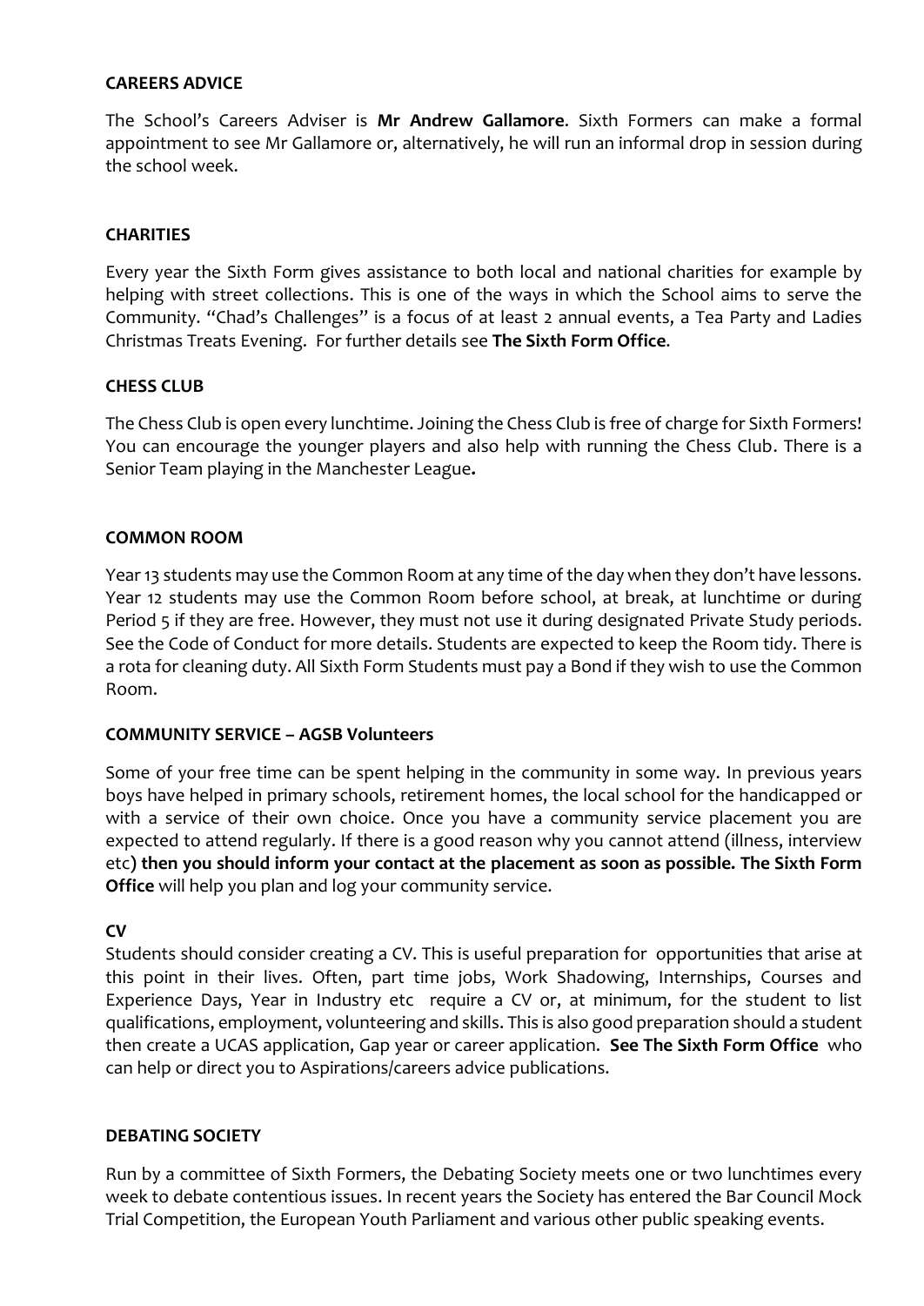**CAREERS ADVICE**

The School's Careers Adviser is **Mr Andrew Gallamore**. Sixth Formers can make a formal appointment to see Mr Gallamore or, alternatively, he will run an informal drop in session during the school week.

**CHARITIES**

Every year the Sixth Form gives assistance to both local and national charities for example by helping with street collections. This is one of the ways in which the School aims to serve the Community. "Chad's Challenges" is a focus of at least 2 annual events, a Tea Party and Ladies Christmas Treats Evening. For further details see **The Sixth Form Office**.

**CHESS CLUB**

The Chess Club is open every lunchtime. Joining the Chess Club is free of charge for Sixth Formers! You can encourage the younger players and also help with running the Chess Club. There is a Senior Team playing in the Manchester League**.**

**COMMON ROOM**

Year 13 students may use the Common Room at any time of the day when they don't have lessons. Year 12 students may use the Common Room before school, at break, at lunchtime or during Period 5 if they are free. However, they must not use it during designated Private Study periods. See the Code of Conduct for more details. Students are expected to keep the Room tidy. There is a rota for cleaning duty. All Sixth Form Students must pay a Bond if they wish to use the Common Room.

**COMMUNITY SERVICE – AGSB Volunteers**

Some of your free time can be spent helping in the community in some way. In previous years boys have helped in primary schools, retirement homes, the local school for the handicapped or with a service of their own choice. Once you have a community service placement you are expected to attend regularly. If there is a good reason why you cannot attend (illness, interview etc**) then you should inform your contact at the placement as soon as possible. The Sixth Form Office** will help you plan and log your community service.

**CV**

Students should consider creating a CV. This is useful preparation for opportunities that arise at this point in their lives. Often, part time jobs, Work Shadowing, Internships, Courses and Experience Days, Year in Industry etc require a CV or, at minimum, for the student to list qualifications, employment, volunteering and skills. This is also good preparation should a student then create a UCAS application, Gap year or career application. **See The Sixth Form Office** who can help or direct you to Aspirations/careers advice publications.

**DEBATING SOCIETY**

Run by a committee of Sixth Formers, the Debating Society meets one or two lunchtimes every week to debate contentious issues. In recent years the Society has entered the Bar Council Mock Trial Competition, the European Youth Parliament and various other public speaking events.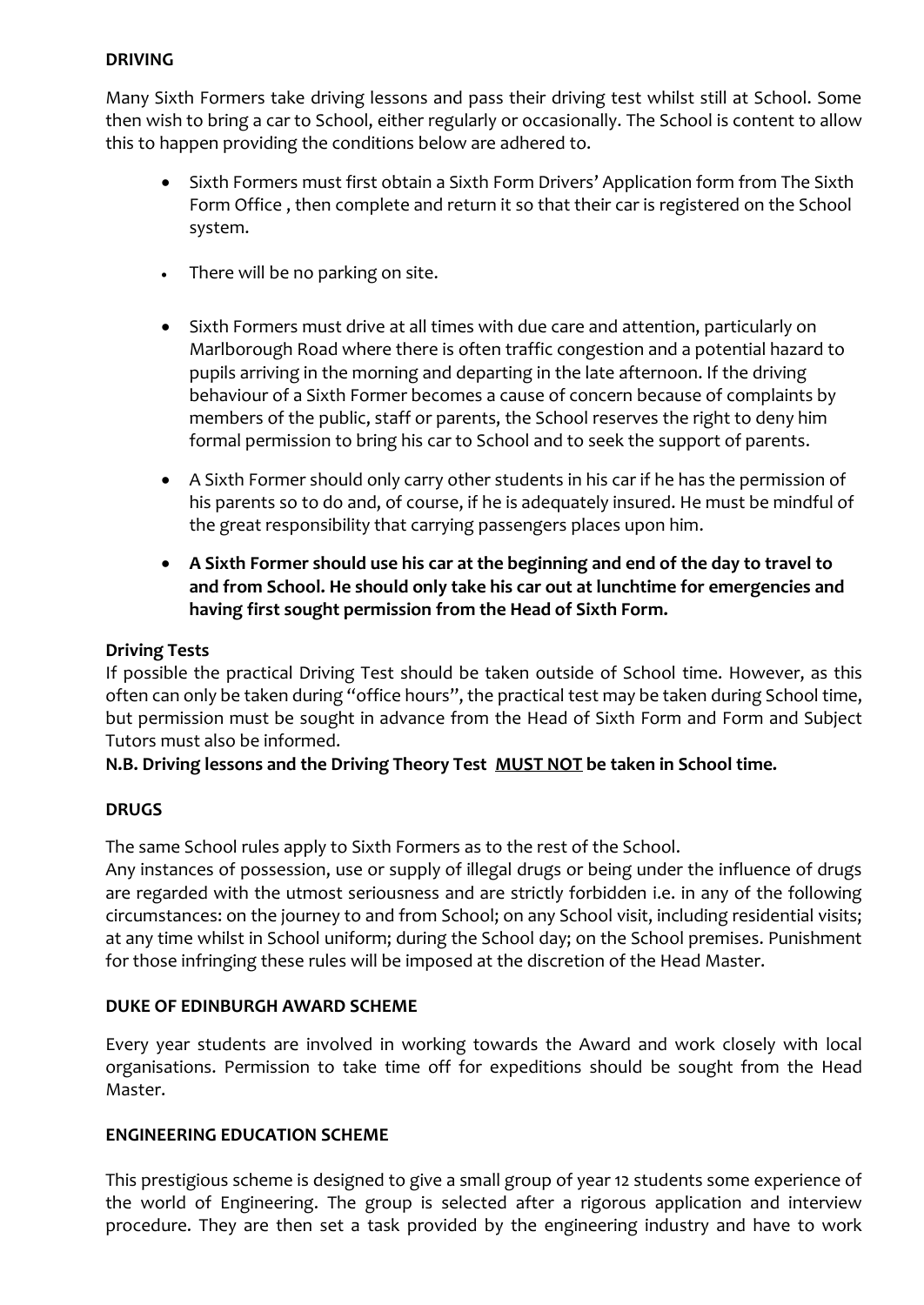## DRIVING

Many Sixth Formers take driving lessons and pass their driving test whilst still at School. Some then wish to bring a car to School, either regularly or occasionally. The School is content to allow this to happen providing the conditions below are adhered to.

- Sixth Formers must first obtain a Sixth Form Drivers' Application form from The Sixth Form Office , then complete and return it so that their car is registered on the School system.
- There will be no parking on site.
- Sixth Formers must drive at all times with due care and attention, particularly on Marlborough Road where there is often traffic congestion and a potential hazard to pupils arriving in the morning and departing in the late afternoon. If the driving behaviour of a Sixth Former becomes a cause of concern because of complaints by members of the public, staff or parents, the School reserves the right to deny him formal permission to bring his car to School and to seek the support of parents.
- A Sixth Former should only carry other students in his car if he has the permission of his parents so to do and, of course, if he is adequately insured. He must be mindful of the great responsibility that carrying passengers places upon him.
- **A Sixth Former should use his car at the beginning and end of the day to travel to and from School. He should only take his car out at lunchtime for emergencies and having first sought permission from the Head of Sixth Form.**

### Driving Tests

If possible the practical Driving Test should be taken outside of School time. However, as this often can only be taken during "office hours", the practical test may be taken during School time, but permission must be sought in advance from the Head of Sixth Form and Form and Subject Tutors must also be informed.

**N.B. Driving lessons and the Driving Theory Test <u>MUST NOT</u> be taken in School time.**

## DRUGS

The same School rules apply to Sixth Formers as to the rest of the School.

Any instances of possession, use or supply of illegal drugs or being under the influence of drugs are regarded with the utmost seriousness and are strictly forbidden i.e. in any of the following circumstances: on the journey to and from School; on any School visit, including residential visits; at any time whilst in School uniform; during the School day; on the School premises. Punishment for those infringing these rules will be imposed at the discretion of the Head Master.

## DUKE OF EDINBURGH AWARD SCHEME

Every year students are involved in working towards the Award and work closely with local organisations. Permission to take time off for expeditions should be sought from the Head Master.

## ENGINEERING EDUCATION SCHEME

This prestigious scheme is designed to give a small group of year 12 students some experience of the world of Engineering. The group is selected after a rigorous application and interview procedure. They are then set a task provided by the engineering industry and have to work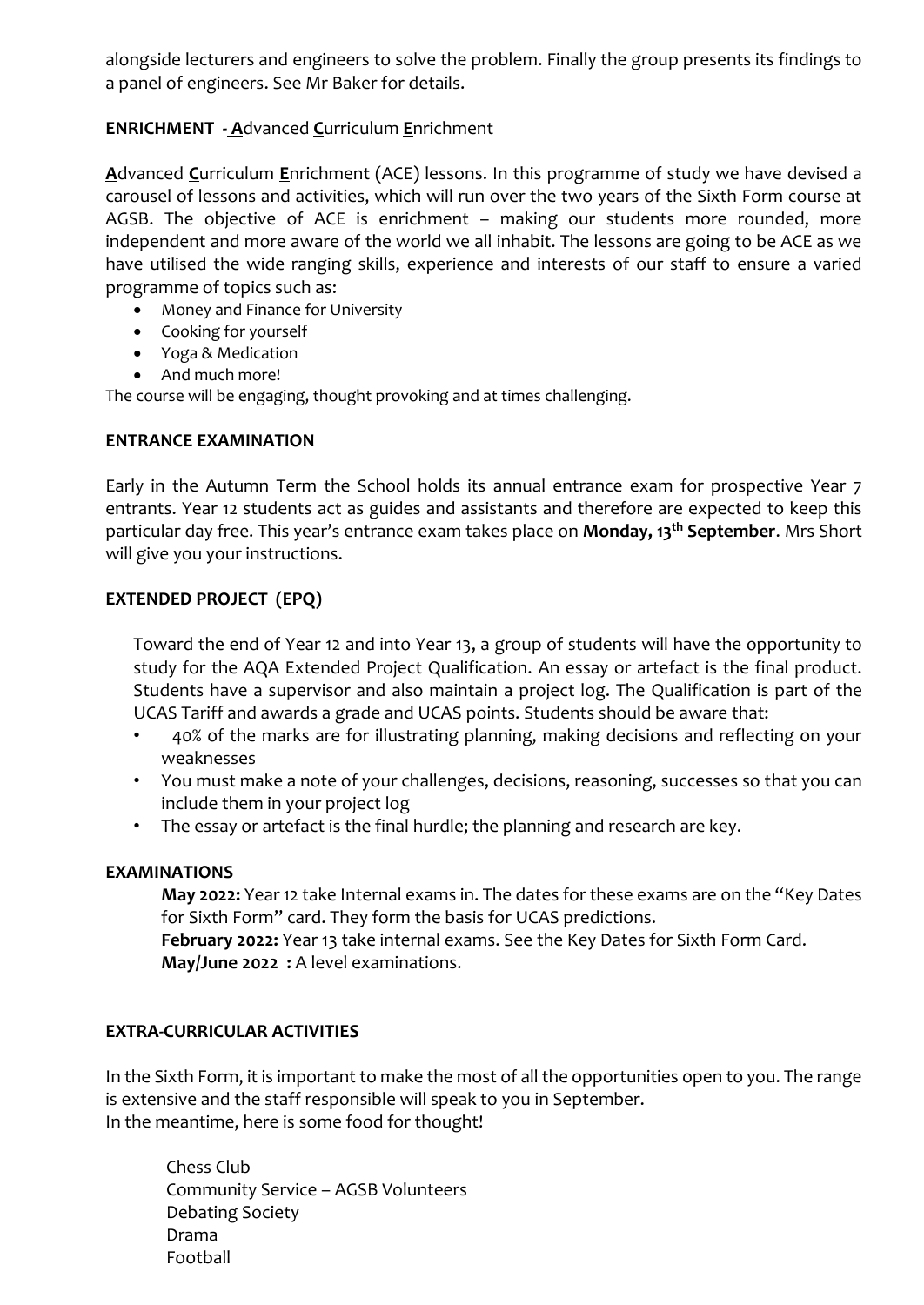alongside lecturers and engineers to solve the problem. Finally the group presents its findings to a panel of engineers. See Mr Baker for details.

**ENRICHMENT** - **A**dvanced **C**urriculum **E**nrichment

**A**dvanced **C**urriculum **E**nrichment (ACE) lessons. In this programme of study we have devised a carousel of lessons and activities, which will run over the two years of the Sixth Form course at AGSB. The objective of ACE is enrichment – making our students more rounded, more independent and more aware of the world we all inhabit. The lessons are going to be ACE as we have utilised the wide ranging skills, experience and interests of our staff to ensure a varied programme of topics such as:

- Money and Finance for University
- Cooking for yourself
- Yoga & Medication
- And much more!

The course will be engaging, thought provoking and at times challenging.

**ENTRANCE EXAMINATION**

Early in the Autumn Term the School holds its annual entrance exam for prospective Year 7 entrants. Year 12 students act as guides and assistants and therefore are expected to keep this particular day free. This year's entrance exam takes place on **Monday, 13th September**. Mrs Short will give you your instructions.

**EXTENDED PROJECT (EPQ)**

Toward the end of Year 12 and into Year 13, a group of students will have the opportunity to study for the AQA Extended Project Qualification. An essay or artefact is the final product. Students have a supervisor and also maintain a project log. The Qualification is part of the UCAS Tariff and awards a grade and UCAS points. Students should be aware that:

- 40% of the marks are for illustrating planning, making decisions and reflecting on your weaknesses
- You must make a note of your challenges, decisions, reasoning, successes so that you can include them in your project log
- The essay or artefact is the final hurdle; the planning and research are key.

**EXAMINATIONS**

**May 2022:** Year 12 take Internal exams in. The dates for these exams are on the "Key Dates for Sixth Form" card. They form the basis for UCAS predictions.
**February 2022:** Year 13 take internal exams. See the Key Dates for Sixth Form Card.
**May/June 2022 :** A level examinations.

**EXTRA-CURRICULAR ACTIVITIES**

In the Sixth Form, it is important to make the most of all the opportunities open to you. The range is extensive and the staff responsible will speak to you in September.
In the meantime, here is some food for thought!

Chess Club
Community Service – AGSB Volunteers
Debating Society
Drama
Football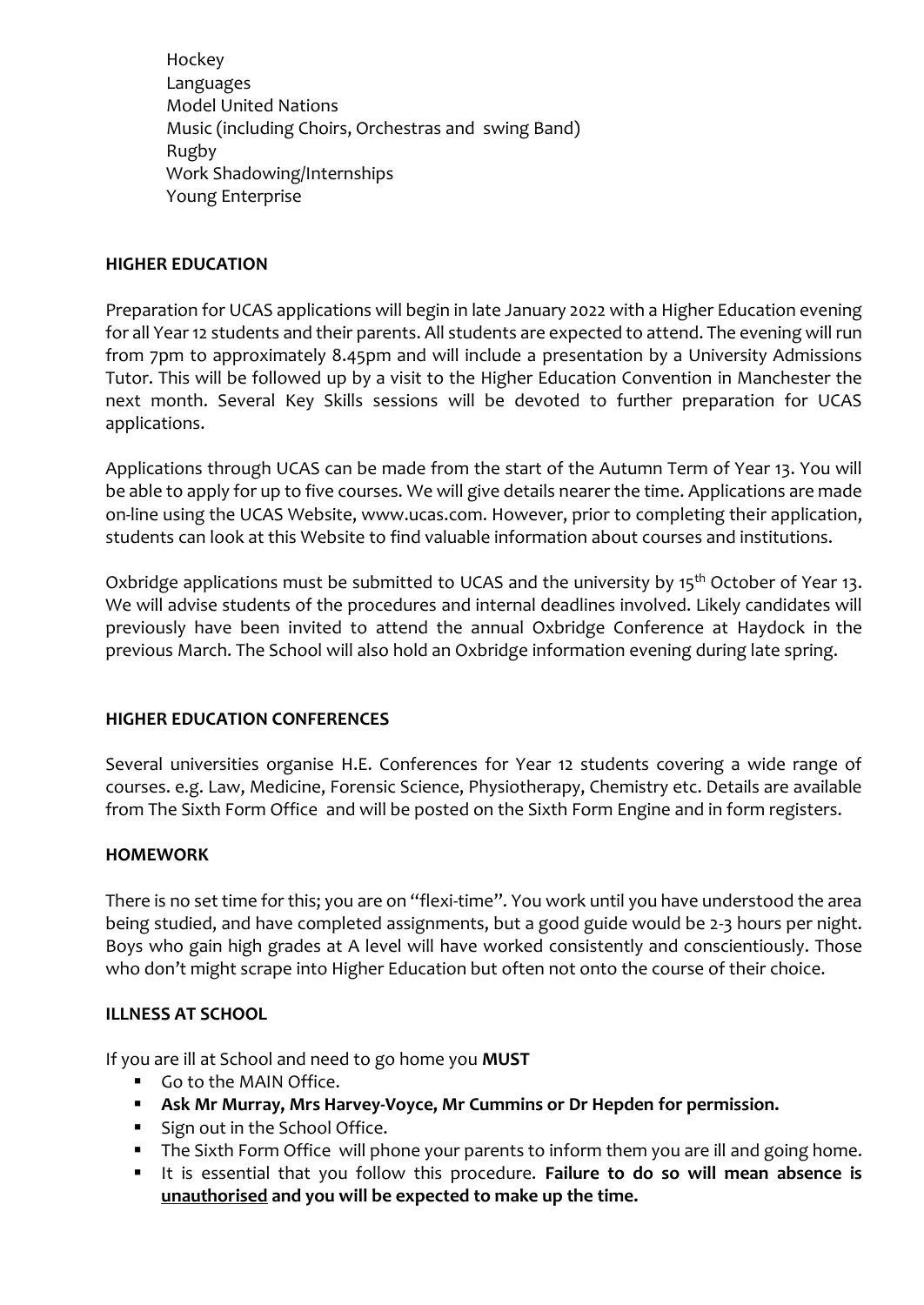- Hockey
- Languages
- Model United Nations
- Music (including Choirs, Orchestras and swing Band)
- Rugby
- Work Shadowing/Internships
- Young Enterprise

## HIGHER EDUCATION

Preparation for UCAS applications will begin in late January 2022 with a Higher Education evening for all Year 12 students and their parents. All students are expected to attend. The evening will run from 7pm to approximately 8.45pm and will include a presentation by a University Admissions Tutor. This will be followed up by a visit to the Higher Education Convention in Manchester the next month. Several Key Skills sessions will be devoted to further preparation for UCAS applications.

Applications through UCAS can be made from the start of the Autumn Term of Year 13. You will be able to apply for up to five courses. We will give details nearer the time. Applications are made on-line using the UCAS Website, www.ucas.com. However, prior to completing their application, students can look at this Website to find valuable information about courses and institutions.

Oxbridge applications must be submitted to UCAS and the university by 15th October of Year 13. We will advise students of the procedures and internal deadlines involved. Likely candidates will previously have been invited to attend the annual Oxbridge Conference at Haydock in the previous March. The School will also hold an Oxbridge information evening during late spring.

## HIGHER EDUCATION CONFERENCES

Several universities organise H.E. Conferences for Year 12 students covering a wide range of courses. e.g. Law, Medicine, Forensic Science, Physiotherapy, Chemistry etc. Details are available from The Sixth Form Office and will be posted on the Sixth Form Engine and in form registers.

## HOMEWORK

There is no set time for this; you are on "flexi-time". You work until you have understood the area being studied, and have completed assignments, but a good guide would be 2-3 hours per night. Boys who gain high grades at A level will have worked consistently and conscientiously. Those who don't might scrape into Higher Education but often not onto the course of their choice.

## ILLNESS AT SCHOOL

If you are ill at School and need to go home you **MUST**

- Go to the MAIN Office.
- **Ask Mr Murray, Mrs Harvey-Voyce, Mr Cummins or Dr Hepden for permission.**
- Sign out in the School Office.
- The Sixth Form Office will phone your parents to inform them you are ill and going home.
- It is essential that you follow this procedure. **Failure to do so will mean absence is <u>unauthorised</u> and you will be expected to make up the time.**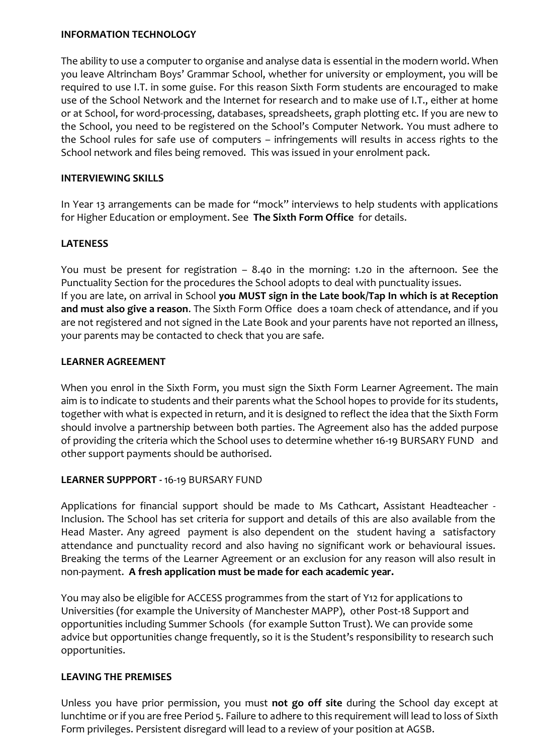## INFORMATION TECHNOLOGY

The ability to use a computer to organise and analyse data is essential in the modern world. When you leave Altrincham Boys' Grammar School, whether for university or employment, you will be required to use I.T. in some guise. For this reason Sixth Form students are encouraged to make use of the School Network and the Internet for research and to make use of I.T., either at home or at School, for word-processing, databases, spreadsheets, graph plotting etc. If you are new to the School, you need to be registered on the School's Computer Network. You must adhere to the School rules for safe use of computers – infringements will results in access rights to the School network and files being removed. This was issued in your enrolment pack.

## INTERVIEWING SKILLS

In Year 13 arrangements can be made for "mock" interviews to help students with applications for Higher Education or employment. See **The Sixth Form Office** for details.

## LATENESS

You must be present for registration – 8.40 in the morning: 1.20 in the afternoon. See the Punctuality Section for the procedures the School adopts to deal with punctuality issues.
If you are late, on arrival in School **you MUST sign in the Late book/Tap In which is at Reception and must also give a reason**. The Sixth Form Office does a 10am check of attendance, and if you are not registered and not signed in the Late Book and your parents have not reported an illness, your parents may be contacted to check that you are safe.

## LEARNER AGREEMENT

When you enrol in the Sixth Form, you must sign the Sixth Form Learner Agreement. The main aim is to indicate to students and their parents what the School hopes to provide for its students, together with what is expected in return, and it is designed to reflect the idea that the Sixth Form should involve a partnership between both parties. The Agreement also has the added purpose of providing the criteria which the School uses to determine whether 16-19 BURSARY FUND and other support payments should be authorised.

## LEARNER SUPPPORT - 16-19 BURSARY FUND

Applications for financial support should be made to Ms Cathcart, Assistant Headteacher - Inclusion. The School has set criteria for support and details of this are also available from the Head Master. Any agreed payment is also dependent on the student having a satisfactory attendance and punctuality record and also having no significant work or behavioural issues. Breaking the terms of the Learner Agreement or an exclusion for any reason will also result in non-payment. **A fresh application must be made for each academic year.**

You may also be eligible for ACCESS programmes from the start of Y12 for applications to Universities (for example the University of Manchester MAPP), other Post-18 Support and opportunities including Summer Schools (for example Sutton Trust). We can provide some advice but opportunities change frequently, so it is the Student's responsibility to research such opportunities.

## LEAVING THE PREMISES

Unless you have prior permission, you must **not go off site** during the School day except at lunchtime or if you are free Period 5. Failure to adhere to this requirement will lead to loss of Sixth Form privileges. Persistent disregard will lead to a review of your position at AGSB.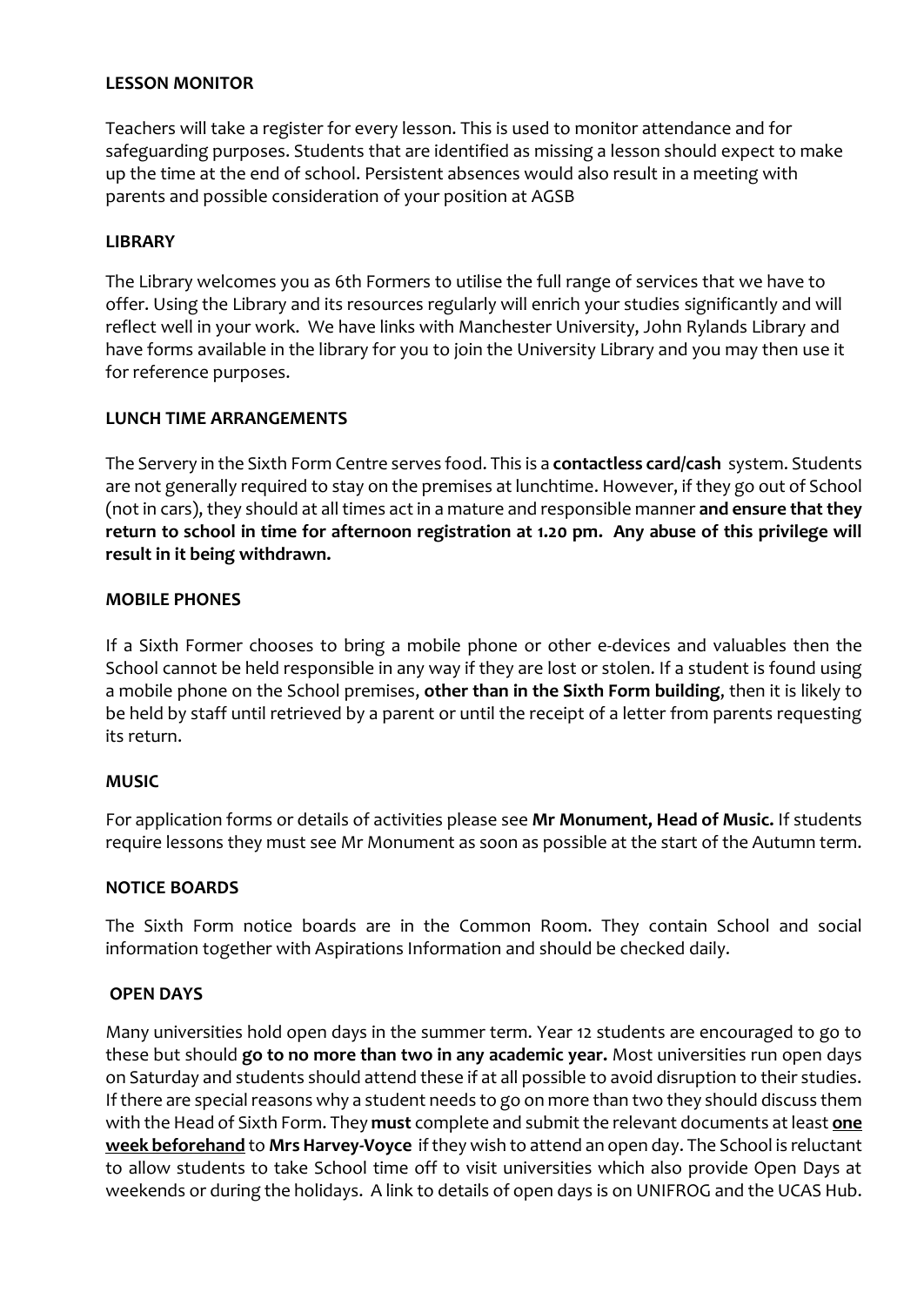**LESSON MONITOR**

Teachers will take a register for every lesson. This is used to monitor attendance and for safeguarding purposes. Students that are identified as missing a lesson should expect to make up the time at the end of school. Persistent absences would also result in a meeting with parents and possible consideration of your position at AGSB

**LIBRARY**

The Library welcomes you as 6th Formers to utilise the full range of services that we have to offer. Using the Library and its resources regularly will enrich your studies significantly and will reflect well in your work. We have links with Manchester University, John Rylands Library and have forms available in the library for you to join the University Library and you may then use it for reference purposes.

**LUNCH TIME ARRANGEMENTS**

The Servery in the Sixth Form Centre serves food. This is a **contactless card/cash** system. Students are not generally required to stay on the premises at lunchtime. However, if they go out of School (not in cars), they should at all times act in a mature and responsible manner **and ensure that they return to school in time for afternoon registration at 1.20 pm. Any abuse of this privilege will result in it being withdrawn.**

**MOBILE PHONES**

If a Sixth Former chooses to bring a mobile phone or other e-devices and valuables then the School cannot be held responsible in any way if they are lost or stolen. If a student is found using a mobile phone on the School premises, **other than in the Sixth Form building**, then it is likely to be held by staff until retrieved by a parent or until the receipt of a letter from parents requesting its return.

**MUSIC**

For application forms or details of activities please see **Mr Monument, Head of Music.** If students require lessons they must see Mr Monument as soon as possible at the start of the Autumn term.

**NOTICE BOARDS**

The Sixth Form notice boards are in the Common Room. They contain School and social information together with Aspirations Information and should be checked daily.

**OPEN DAYS**

Many universities hold open days in the summer term. Year 12 students are encouraged to go to these but should **go to no more than two in any academic year.** Most universities run open days on Saturday and students should attend these if at all possible to avoid disruption to their studies. If there are special reasons why a student needs to go on more than two they should discuss them with the Head of Sixth Form. They **must** complete and submit the relevant documents at least **<u>one week beforehand</u>** to **Mrs Harvey-Voyce** if they wish to attend an open day. The School is reluctant to allow students to take School time off to visit universities which also provide Open Days at weekends or during the holidays. A link to details of open days is on UNIFROG and the UCAS Hub.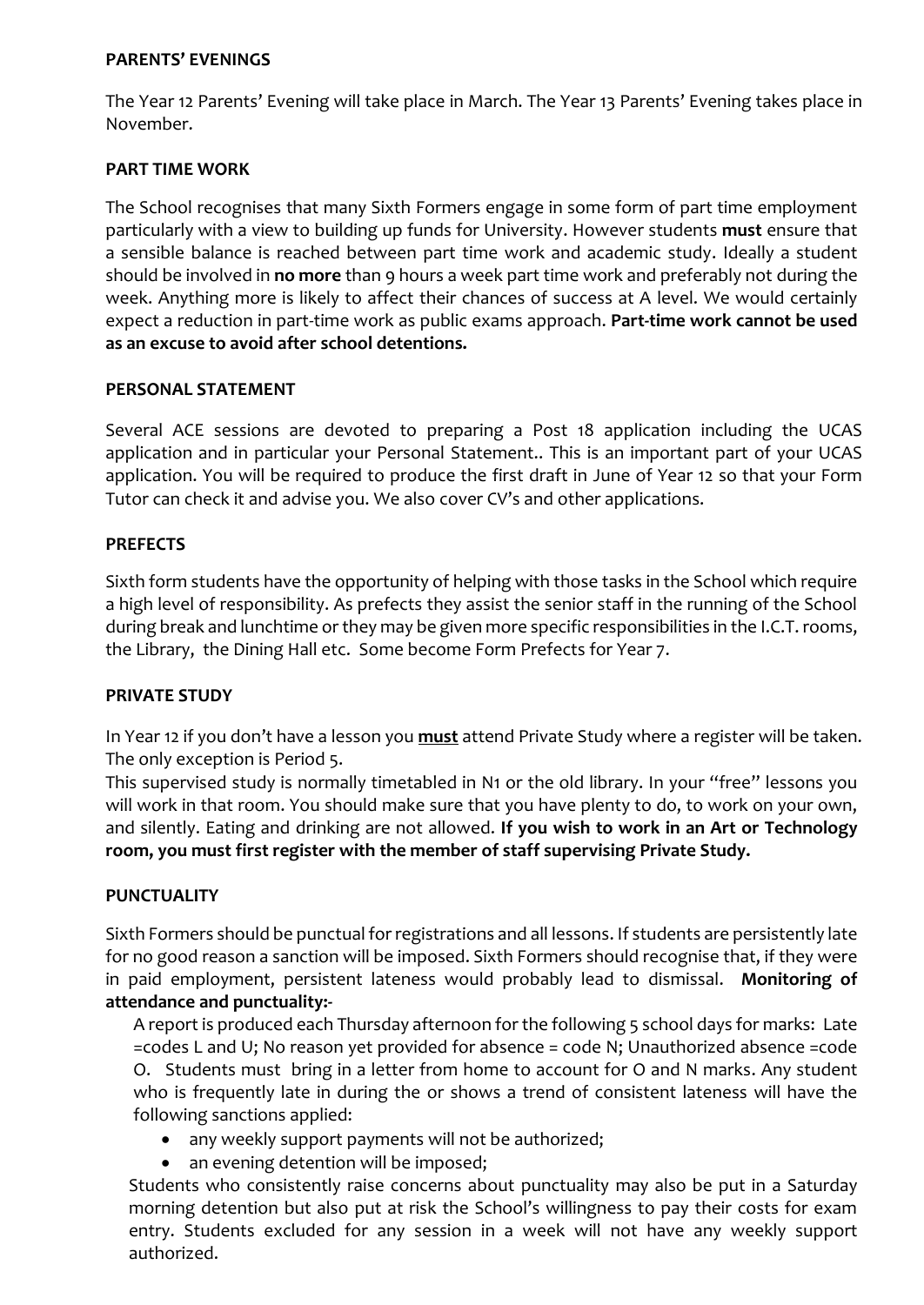### PARENTS' EVENINGS

The Year 12 Parents' Evening will take place in March. The Year 13 Parents' Evening takes place in November.

### PART TIME WORK

The School recognises that many Sixth Formers engage in some form of part time employment particularly with a view to building up funds for University. However students **must** ensure that a sensible balance is reached between part time work and academic study. Ideally a student should be involved in **no more** than 9 hours a week part time work and preferably not during the week. Anything more is likely to affect their chances of success at A level. We would certainly expect a reduction in part-time work as public exams approach. **Part-time work cannot be used as an excuse to avoid after school detentions.**

### PERSONAL STATEMENT

Several ACE sessions are devoted to preparing a Post 18 application including the UCAS application and in particular your Personal Statement.. This is an important part of your UCAS application. You will be required to produce the first draft in June of Year 12 so that your Form Tutor can check it and advise you. We also cover CV's and other applications.

### PREFECTS

Sixth form students have the opportunity of helping with those tasks in the School which require a high level of responsibility. As prefects they assist the senior staff in the running of the School during break and lunchtime or they may be given more specific responsibilities in the I.C.T. rooms, the Library, the Dining Hall etc. Some become Form Prefects for Year 7.

### PRIVATE STUDY

In Year 12 if you don't have a lesson you <u>**must**</u> attend Private Study where a register will be taken. The only exception is Period 5.
This supervised study is normally timetabled in N1 or the old library. In your "free" lessons you will work in that room. You should make sure that you have plenty to do, to work on your own, and silently. Eating and drinking are not allowed. **If you wish to work in an Art or Technology room, you must first register with the member of staff supervising Private Study.**

### PUNCTUALITY

Sixth Formers should be punctual for registrations and all lessons. If students are persistently late for no good reason a sanction will be imposed. Sixth Formers should recognise that, if they were in paid employment, persistent lateness would probably lead to dismissal. **Monitoring of attendance and punctuality:-**

A report is produced each Thursday afternoon for the following 5 school days for marks: Late =codes L and U; No reason yet provided for absence = code N; Unauthorized absence =code O. Students must bring in a letter from home to account for O and N marks. Any student who is frequently late in during the or shows a trend of consistent lateness will have the following sanctions applied:

- any weekly support payments will not be authorized;
- an evening detention will be imposed;

Students who consistently raise concerns about punctuality may also be put in a Saturday morning detention but also put at risk the School's willingness to pay their costs for exam entry. Students excluded for any session in a week will not have any weekly support authorized.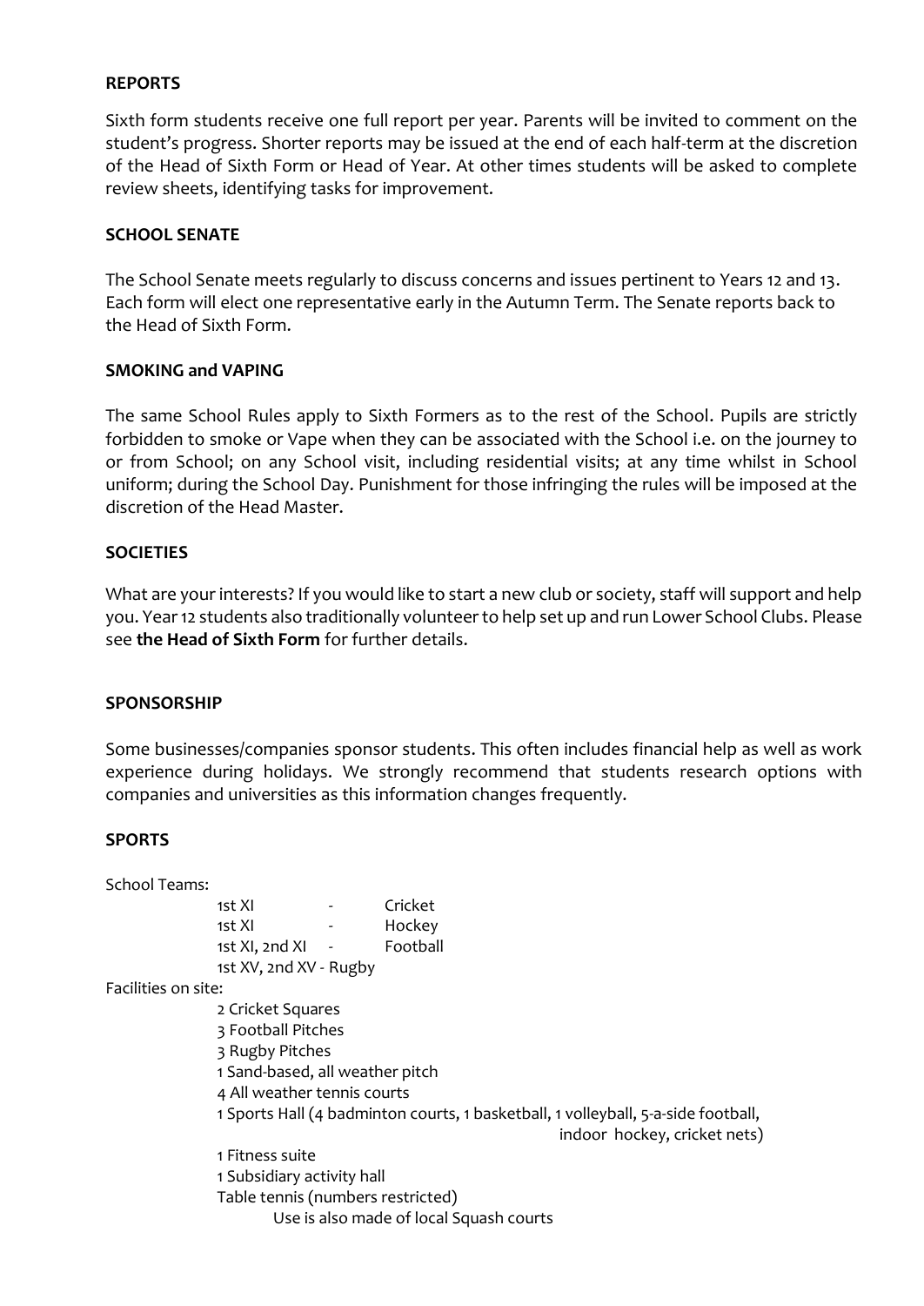## REPORTS

Sixth form students receive one full report per year. Parents will be invited to comment on the student's progress. Shorter reports may be issued at the end of each half-term at the discretion of the Head of Sixth Form or Head of Year. At other times students will be asked to complete review sheets, identifying tasks for improvement.

## SCHOOL SENATE

The School Senate meets regularly to discuss concerns and issues pertinent to Years 12 and 13. Each form will elect one representative early in the Autumn Term. The Senate reports back to the Head of Sixth Form.

## SMOKING and VAPING

The same School Rules apply to Sixth Formers as to the rest of the School. Pupils are strictly forbidden to smoke or Vape when they can be associated with the School i.e. on the journey to or from School; on any School visit, including residential visits; at any time whilst in School uniform; during the School Day. Punishment for those infringing the rules will be imposed at the discretion of the Head Master.

## SOCIETIES

What are your interests? If you would like to start a new club or society, staff will support and help you. Year 12 students also traditionally volunteer to help set up and run Lower School Clubs. Please see **the Head of Sixth Form** for further details.

## SPONSORSHIP

Some businesses/companies sponsor students. This often includes financial help as well as work experience during holidays. We strongly recommend that students research options with companies and universities as this information changes frequently.

## SPORTS

School Teams:

- 1st XI - Cricket
- 1st XI - Hockey
- 1st XI, 2nd XI - Football
- 1st XV, 2nd XV - Rugby

Facilities on site:

- 2 Cricket Squares
- 3 Football Pitches
- 3 Rugby Pitches
- 1 Sand-based, all weather pitch
- 4 All weather tennis courts
- 1 Sports Hall (4 badminton courts, 1 basketball, 1 volleyball, 5-a-side football, indoor hockey, cricket nets)
- 1 Fitness suite
- 1 Subsidiary activity hall
- Table tennis (numbers restricted)

Use is also made of local Squash courts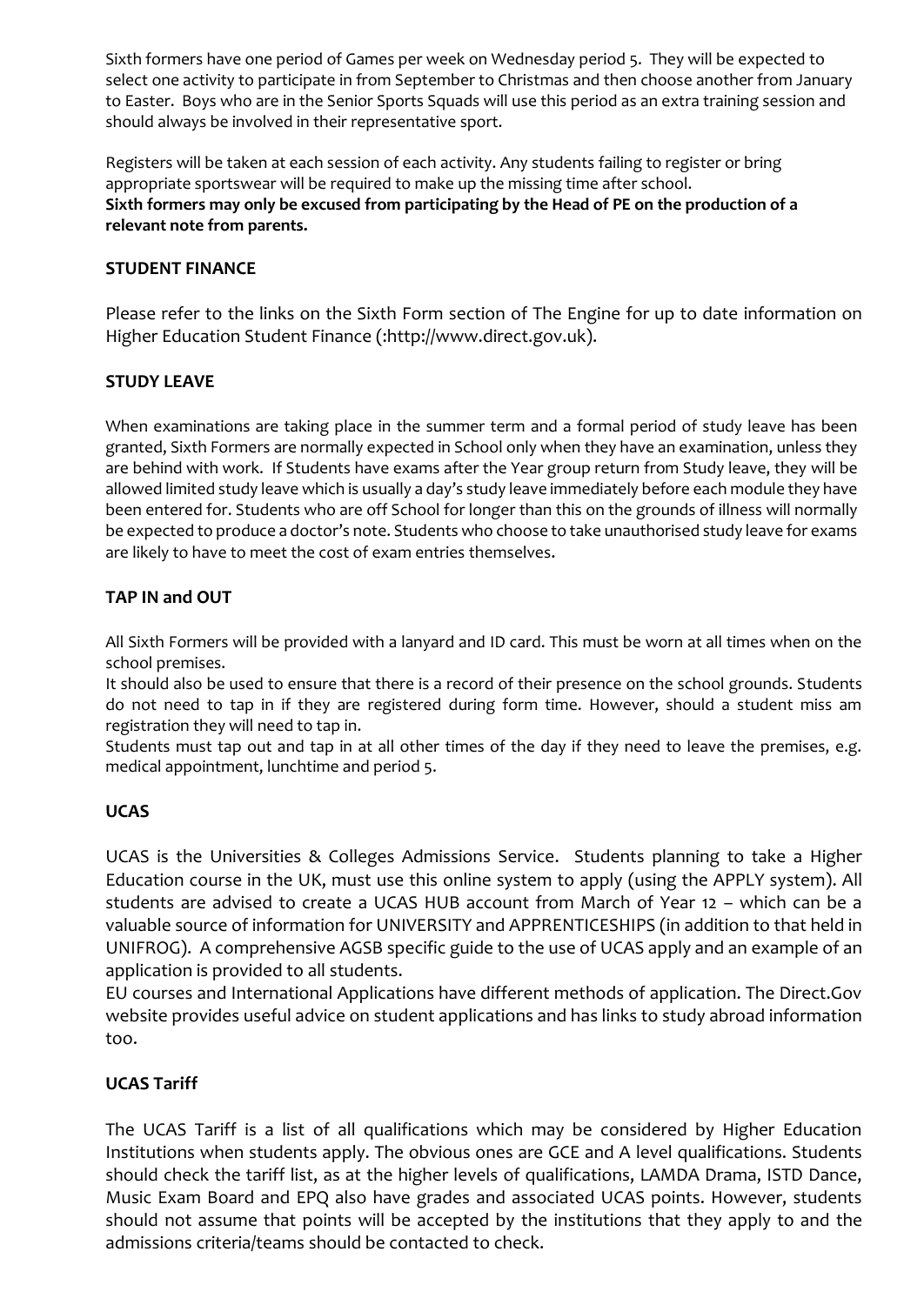Sixth formers have one period of Games per week on Wednesday period 5. They will be expected to select one activity to participate in from September to Christmas and then choose another from January to Easter. Boys who are in the Senior Sports Squads will use this period as an extra training session and should always be involved in their representative sport.

Registers will be taken at each session of each activity. Any students failing to register or bring appropriate sportswear will be required to make up the missing time after school.
**Sixth formers may only be excused from participating by the Head of PE on the production of a relevant note from parents.**

## STUDENT FINANCE

Please refer to the links on the Sixth Form section of The Engine for up to date information on Higher Education Student Finance (:http://www.direct.gov.uk).

## STUDY LEAVE

When examinations are taking place in the summer term and a formal period of study leave has been granted, Sixth Formers are normally expected in School only when they have an examination, unless they are behind with work. If Students have exams after the Year group return from Study leave, they will be allowed limited study leave which is usually a day's study leave immediately before each module they have been entered for. Students who are off School for longer than this on the grounds of illness will normally be expected to produce a doctor's note. Students who choose to take unauthorised study leave for exams are likely to have to meet the cost of exam entries themselves.

## TAP IN and OUT

All Sixth Formers will be provided with a lanyard and ID card. This must be worn at all times when on the school premises.
It should also be used to ensure that there is a record of their presence on the school grounds. Students do not need to tap in if they are registered during form time. However, should a student miss am registration they will need to tap in.
Students must tap out and tap in at all other times of the day if they need to leave the premises, e.g. medical appointment, lunchtime and period 5.

## UCAS

UCAS is the Universities & Colleges Admissions Service. Students planning to take a Higher Education course in the UK, must use this online system to apply (using the APPLY system). All students are advised to create a UCAS HUB account from March of Year 12 – which can be a valuable source of information for UNIVERSITY and APPRENTICESHIPS (in addition to that held in UNIFROG). A comprehensive AGSB specific guide to the use of UCAS apply and an example of an application is provided to all students.
EU courses and International Applications have different methods of application. The Direct.Gov website provides useful advice on student applications and has links to study abroad information too.

## UCAS Tariff

The UCAS Tariff is a list of all qualifications which may be considered by Higher Education Institutions when students apply. The obvious ones are GCE and A level qualifications. Students should check the tariff list, as at the higher levels of qualifications, LAMDA Drama, ISTD Dance, Music Exam Board and EPQ also have grades and associated UCAS points. However, students should not assume that points will be accepted by the institutions that they apply to and the admissions criteria/teams should be contacted to check.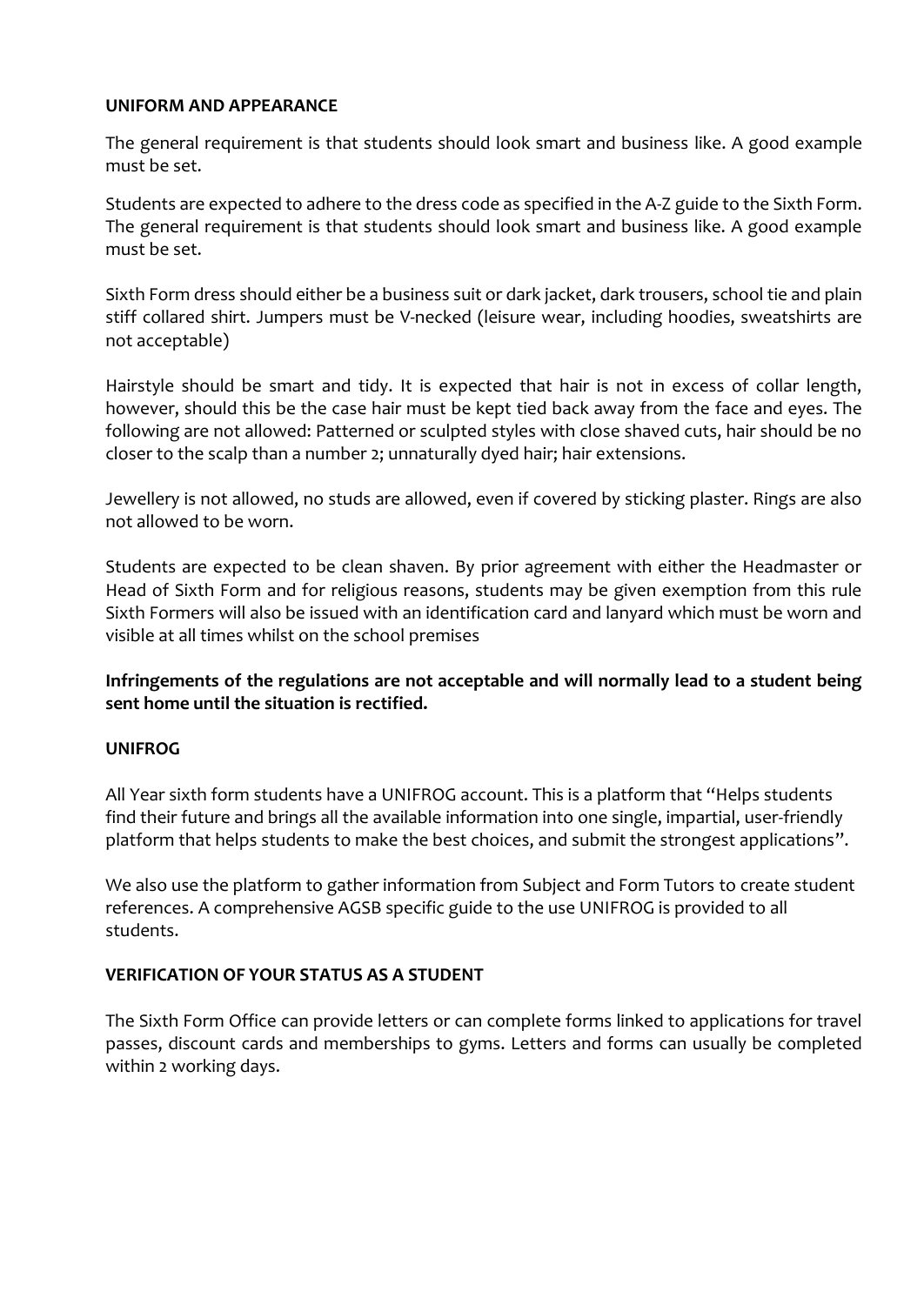**UNIFORM AND APPEARANCE**

The general requirement is that students should look smart and business like. A good example must be set.

Students are expected to adhere to the dress code as specified in the A-Z guide to the Sixth Form. The general requirement is that students should look smart and business like. A good example must be set.

Sixth Form dress should either be a business suit or dark jacket, dark trousers, school tie and plain stiff collared shirt. Jumpers must be V-necked (leisure wear, including hoodies, sweatshirts are not acceptable)

Hairstyle should be smart and tidy. It is expected that hair is not in excess of collar length, however, should this be the case hair must be kept tied back away from the face and eyes. The following are not allowed: Patterned or sculpted styles with close shaved cuts, hair should be no closer to the scalp than a number 2; unnaturally dyed hair; hair extensions.

Jewellery is not allowed, no studs are allowed, even if covered by sticking plaster. Rings are also not allowed to be worn.

Students are expected to be clean shaven. By prior agreement with either the Headmaster or Head of Sixth Form and for religious reasons, students may be given exemption from this rule Sixth Formers will also be issued with an identification card and lanyard which must be worn and visible at all times whilst on the school premises

**Infringements of the regulations are not acceptable and will normally lead to a student being sent home until the situation is rectified.**

**UNIFROG**

All Year sixth form students have a UNIFROG account. This is a platform that "Helps students find their future and brings all the available information into one single, impartial, user-friendly platform that helps students to make the best choices, and submit the strongest applications".

We also use the platform to gather information from Subject and Form Tutors to create student references. A comprehensive AGSB specific guide to the use UNIFROG is provided to all students.

**VERIFICATION OF YOUR STATUS AS A STUDENT**

The Sixth Form Office can provide letters or can complete forms linked to applications for travel passes, discount cards and memberships to gyms. Letters and forms can usually be completed within 2 working days.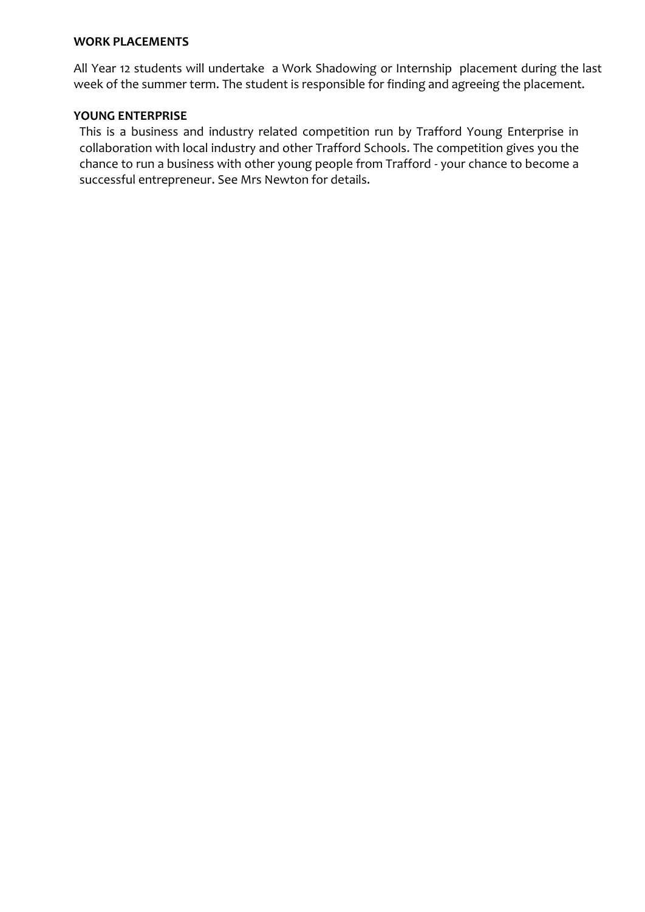**WORK PLACEMENTS**

All Year 12 students will undertake a Work Shadowing or Internship placement during the last week of the summer term. The student is responsible for finding and agreeing the placement.

**YOUNG ENTERPRISE**

This is a business and industry related competition run by Trafford Young Enterprise in collaboration with local industry and other Trafford Schools. The competition gives you the chance to run a business with other young people from Trafford - your chance to become a successful entrepreneur. See Mrs Newton for details.